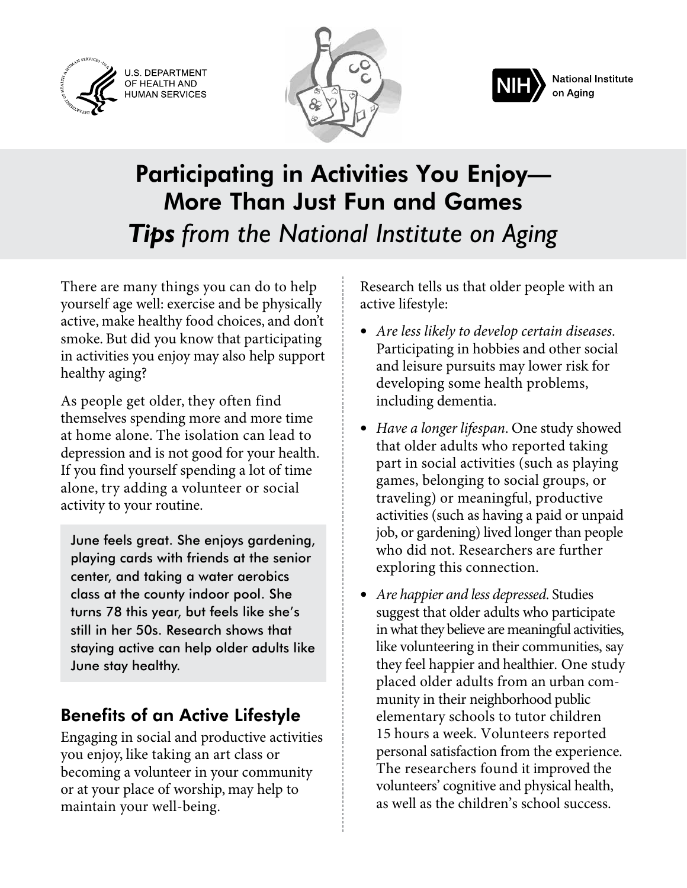U.S. DEPARTMENT OF HEALTH AND HUMAN SERVICES

National Institute on Aging

# Participating in Activities You Enjoy— More Than Just Fun and Games

## ***Tips** from the National Institute on Aging*

There are many things you can do to help yourself age well: exercise and be physically active, make healthy food choices, and don't smoke. But did you know that participating in activities you enjoy may also help support healthy aging?

As people get older, they often find themselves spending more and more time at home alone. The isolation can lead to depression and is not good for your health. If you find yourself spending a lot of time alone, try adding a volunteer or social activity to your routine.

> June feels great. She enjoys gardening, playing cards with friends at the senior center, and taking a water aerobics class at the county indoor pool. She turns 78 this year, but feels like she's still in her 50s. Research shows that staying active can help older adults like June stay healthy.

## Benefits of an Active Lifestyle

Engaging in social and productive activities you enjoy, like taking an art class or becoming a volunteer in your community or at your place of worship, may help to maintain your well-being.

Research tells us that older people with an active lifestyle:

- *Are less likely to develop certain diseases.* Participating in hobbies and other social and leisure pursuits may lower risk for developing some health problems, including dementia.
- *Have a longer lifespan.* One study showed that older adults who reported taking part in social activities (such as playing games, belonging to social groups, or traveling) or meaningful, productive activities (such as having a paid or unpaid job, or gardening) lived longer than people who did not. Researchers are further exploring this connection.
- *Are happier and less depressed.* Studies suggest that older adults who participate in what they believe are meaningful activities, like volunteering in their communities, say they feel happier and healthier. One study placed older adults from an urban community in their neighborhood public elementary schools to tutor children 15 hours a week. Volunteers reported personal satisfaction from the experience. The researchers found it improved the volunteers' cognitive and physical health, as well as the children's school success.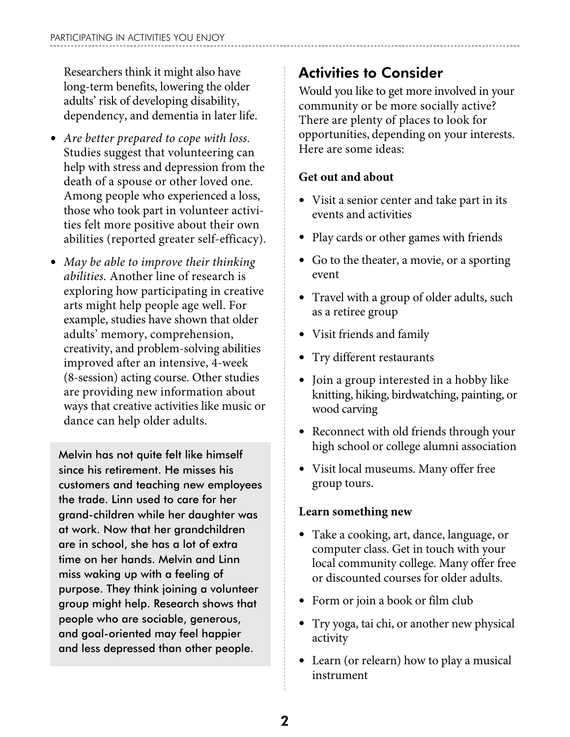Researchers think it might also have long-term benefits, lowering the older adults' risk of developing disability, dependency, and dementia in later life.

- *Are better prepared to cope with loss.* Studies suggest that volunteering can help with stress and depression from the death of a spouse or other loved one. Among people who experienced a loss, those who took part in volunteer activities felt more positive about their own abilities (reported greater self-efficacy).
- *May be able to improve their thinking abilities.* Another line of research is exploring how participating in creative arts might help people age well. For example, studies have shown that older adults' memory, comprehension, creativity, and problem-solving abilities improved after an intensive, 4-week (8-session) acting course. Other studies are providing new information about ways that creative activities like music or dance can help older adults.

Melvin has not quite felt like himself since his retirement. He misses his customers and teaching new employees the trade. Linn used to care for her grand-children while her daughter was at work. Now that her grandchildren are in school, she has a lot of extra time on her hands. Melvin and Linn miss waking up with a feeling of purpose. They think joining a volunteer group might help. Research shows that people who are sociable, generous, and goal-oriented may feel happier and less depressed than other people.

## Activities to Consider

Would you like to get more involved in your community or be more socially active? There are plenty of places to look for opportunities, depending on your interests. Here are some ideas:

**Get out and about**

- Visit a senior center and take part in its events and activities
- Play cards or other games with friends
- Go to the theater, a movie, or a sporting event
- Travel with a group of older adults, such as a retiree group
- Visit friends and family
- Try different restaurants
- Join a group interested in a hobby like knitting, hiking, birdwatching, painting, or wood carving
- Reconnect with old friends through your high school or college alumni association
- Visit local museums. Many offer free group tours.

**Learn something new**

- Take a cooking, art, dance, language, or computer class. Get in touch with your local community college. Many offer free or discounted courses for older adults.
- Form or join a book or film club
- Try yoga, tai chi, or another new physical activity
- Learn (or relearn) how to play a musical instrument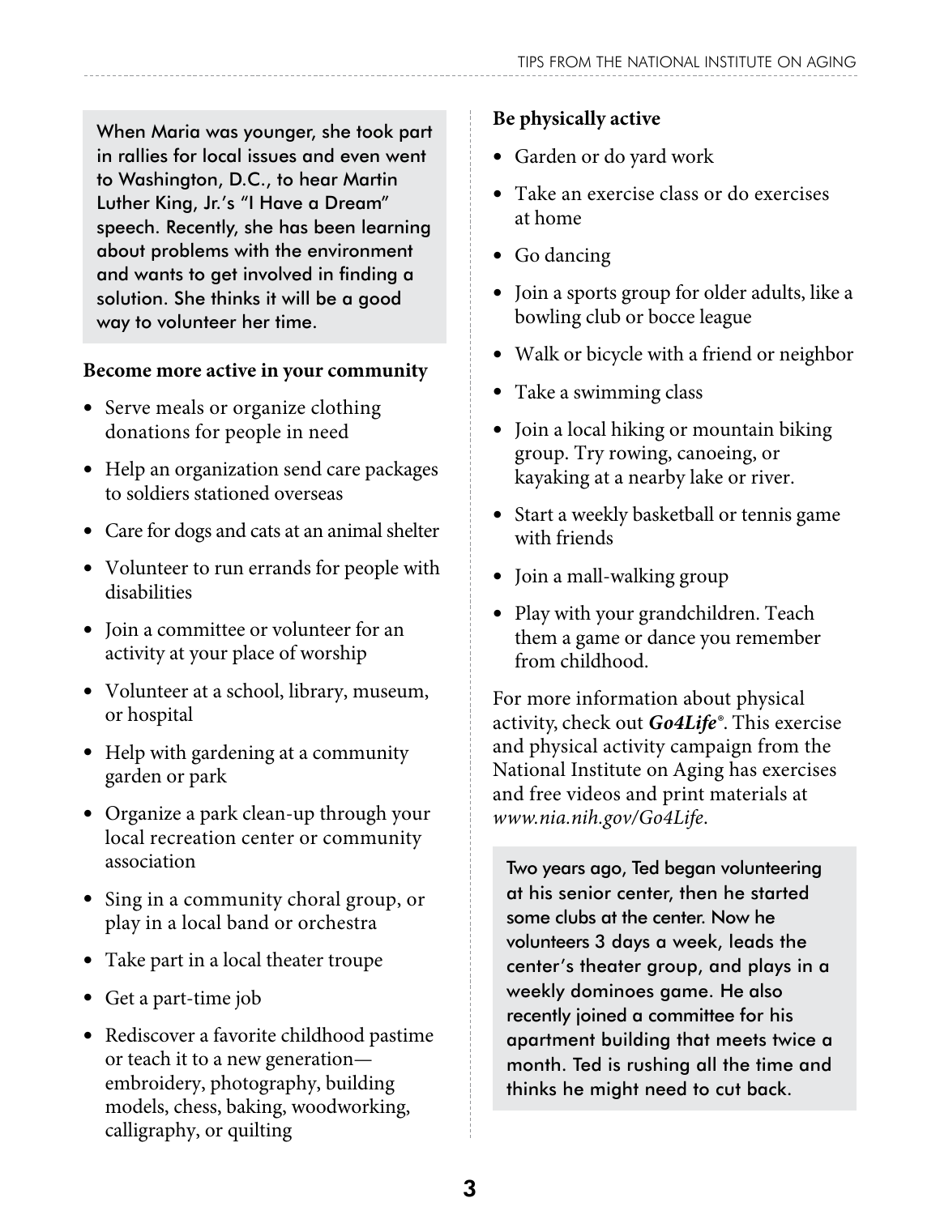When Maria was younger, she took part in rallies for local issues and even went to Washington, D.C., to hear Martin Luther King, Jr.'s "I Have a Dream" speech. Recently, she has been learning about problems with the environment and wants to get involved in finding a solution. She thinks it will be a good way to volunteer her time.

**Become more active in your community**

- Serve meals or organize clothing donations for people in need
- Help an organization send care packages to soldiers stationed overseas
- Care for dogs and cats at an animal shelter
- Volunteer to run errands for people with disabilities
- Join a committee or volunteer for an activity at your place of worship
- Volunteer at a school, library, museum, or hospital
- Help with gardening at a community garden or park
- Organize a park clean-up through your local recreation center or community association
- Sing in a community choral group, or play in a local band or orchestra
- Take part in a local theater troupe
- Get a part-time job
- Rediscover a favorite childhood pastime or teach it to a new generation—embroidery, photography, building models, chess, baking, woodworking, calligraphy, or quilting

**Be physically active**

- Garden or do yard work
- Take an exercise class or do exercises at home
- Go dancing
- Join a sports group for older adults, like a bowling club or bocce league
- Walk or bicycle with a friend or neighbor
- Take a swimming class
- Join a local hiking or mountain biking group. Try rowing, canoeing, or kayaking at a nearby lake or river.
- Start a weekly basketball or tennis game with friends
- Join a mall-walking group
- Play with your grandchildren. Teach them a game or dance you remember from childhood.

For more information about physical activity, check out ***Go4Life***®. This exercise and physical activity campaign from the National Institute on Aging has exercises and free videos and print materials at *www.nia.nih.gov/Go4Life*.

Two years ago, Ted began volunteering at his senior center, then he started some clubs at the center. Now he volunteers 3 days a week, leads the center's theater group, and plays in a weekly dominoes game. He also recently joined a committee for his apartment building that meets twice a month. Ted is rushing all the time and thinks he might need to cut back.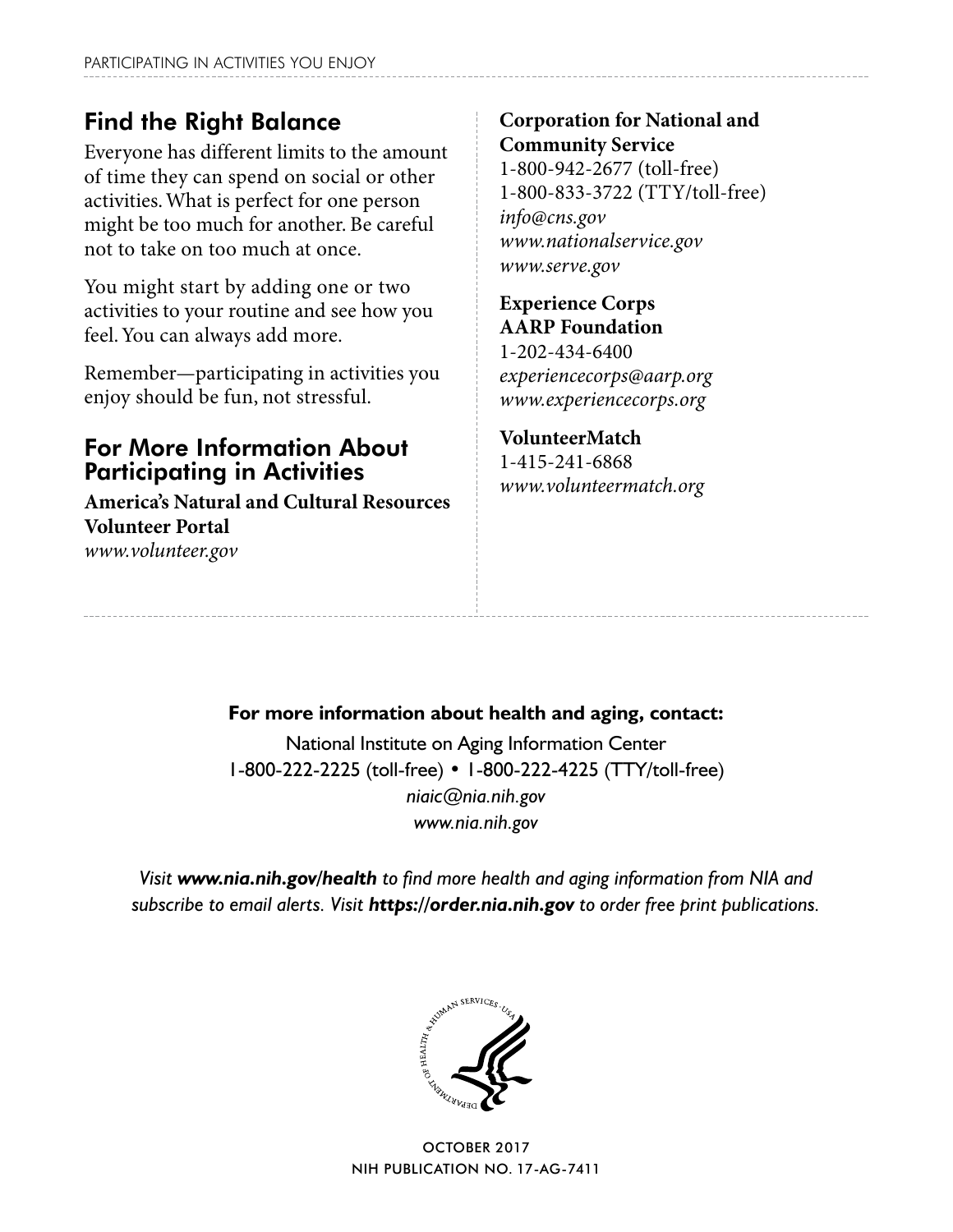## Find the Right Balance

Everyone has different limits to the amount of time they can spend on social or other activities. What is perfect for one person might be too much for another. Be careful not to take on too much at once.

You might start by adding one or two activities to your routine and see how you feel. You can always add more.

Remember—participating in activities you enjoy should be fun, not stressful.

## For More Information About Participating in Activities

**America's Natural and Cultural Resources Volunteer Portal**
*www.volunteer.gov*

**Corporation for National and Community Service**
1-800-942-2677 (toll-free)
1-800-833-3722 (TTY/toll-free)
*info@cns.gov*
*www.nationalservice.gov*
*www.serve.gov*

**Experience Corps**
**AARP Foundation**
1-202-434-6400
*experiencecorps@aarp.org*
*www.experiencecorps.org*

**VolunteerMatch**
1-415-241-6868
*www.volunteermatch.org*

**For more information about health and aging, contact:**

National Institute on Aging Information Center
1-800-222-2225 (toll-free) • 1-800-222-4225 (TTY/toll-free)
*niaic@nia.nih.gov*
*www.nia.nih.gov*

*Visit **www.nia.nih.gov/health** to find more health and aging information from NIA and subscribe to email alerts. Visit **https://order.nia.nih.gov** to order free print publications.*

OCTOBER 2017
NIH PUBLICATION NO. 17-AG-7411